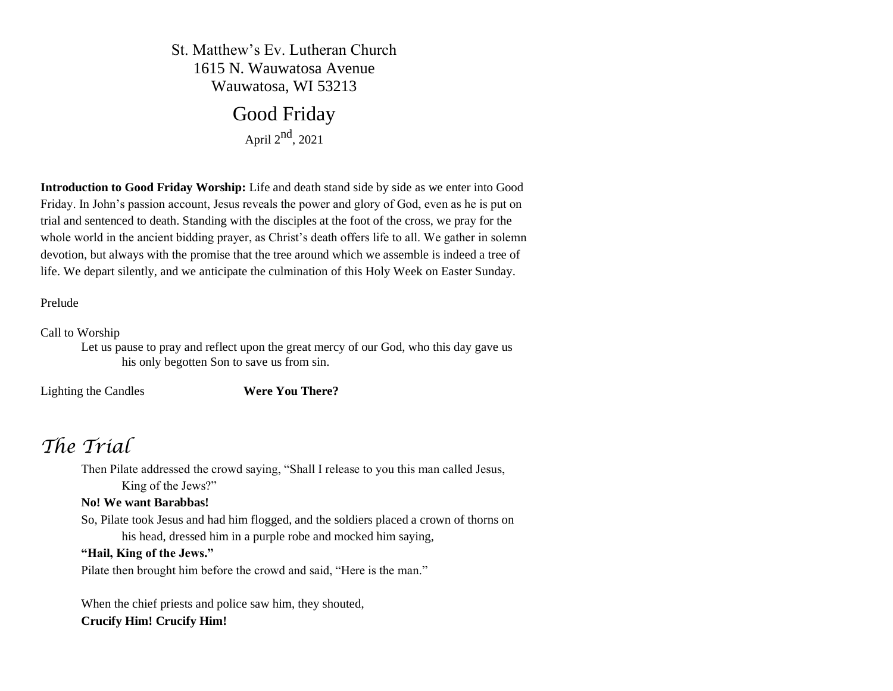St. Matthew's Ev. Lutheran Church
1615 N. Wauwatosa Avenue
Wauwatosa, WI 53213

# Good Friday

April 2nd, 2021

**Introduction to Good Friday Worship:** Life and death stand side by side as we enter into Good Friday. In John's passion account, Jesus reveals the power and glory of God, even as he is put on trial and sentenced to death. Standing with the disciples at the foot of the cross, we pray for the whole world in the ancient bidding prayer, as Christ's death offers life to all. We gather in solemn devotion, but always with the promise that the tree around which we assemble is indeed a tree of life. We depart silently, and we anticipate the culmination of this Holy Week on Easter Sunday.

Prelude

Call to Worship

Let us pause to pray and reflect upon the great mercy of our God, who this day gave us his only begotten Son to save us from sin.

Lighting the Candles **Were You There?**

## *The Trial*

Then Pilate addressed the crowd saying, "Shall I release to you this man called Jesus, King of the Jews?"

**No! We want Barabbas!**

So, Pilate took Jesus and had him flogged, and the soldiers placed a crown of thorns on his head, dressed him in a purple robe and mocked him saying,

**"Hail, King of the Jews."**

Pilate then brought him before the crowd and said, "Here is the man."

When the chief priests and police saw him, they shouted,

**Crucify Him! Crucify Him!**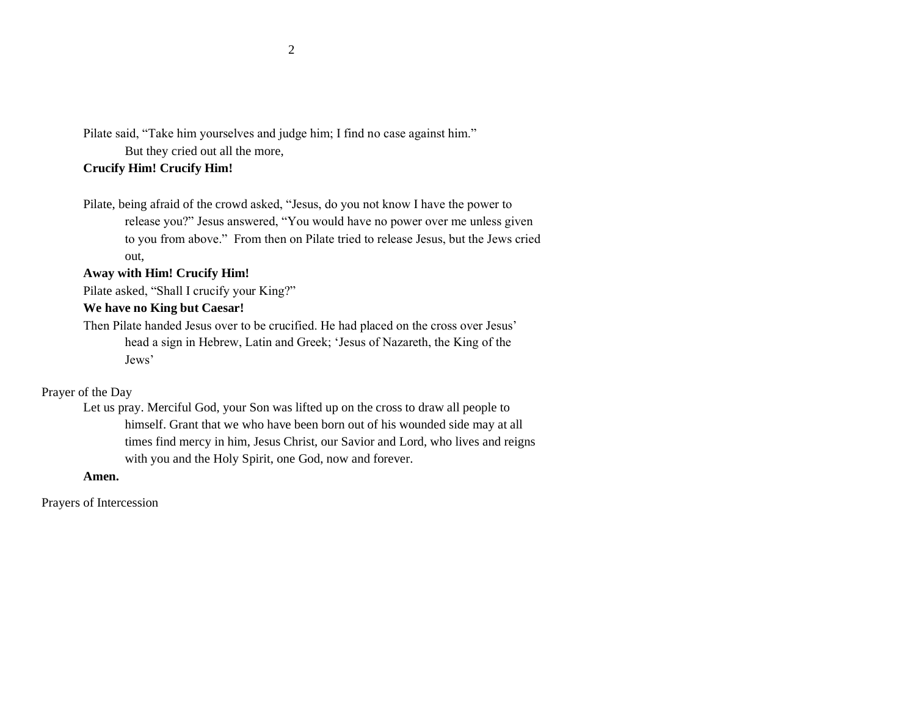Pilate said, "Take him yourselves and judge him; I find no case against him." But they cried out all the more,

**Crucify Him! Crucify Him!**

Pilate, being afraid of the crowd asked, "Jesus, do you not know I have the power to release you?" Jesus answered, "You would have no power over me unless given to you from above." From then on Pilate tried to release Jesus, but the Jews cried out,

**Away with Him! Crucify Him!**

Pilate asked, "Shall I crucify your King?"

**We have no King but Caesar!**

Then Pilate handed Jesus over to be crucified. He had placed on the cross over Jesus' head a sign in Hebrew, Latin and Greek; 'Jesus of Nazareth, the King of the Jews'

Prayer of the Day

Let us pray. Merciful God, your Son was lifted up on the cross to draw all people to himself. Grant that we who have been born out of his wounded side may at all times find mercy in him, Jesus Christ, our Savior and Lord, who lives and reigns with you and the Holy Spirit, one God, now and forever.

**Amen.**

Prayers of Intercession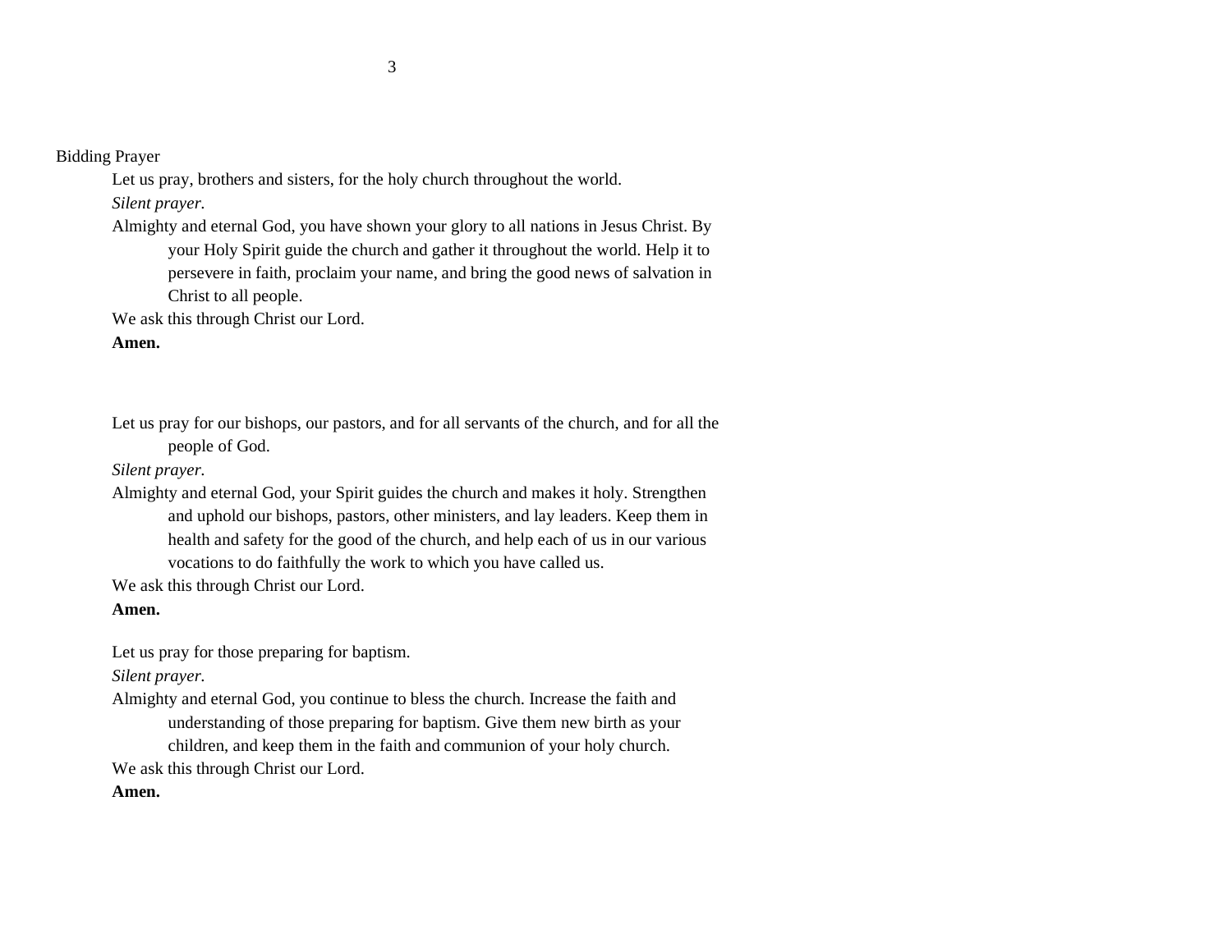Bidding Prayer

Let us pray, brothers and sisters, for the holy church throughout the world.

*Silent prayer.*

Almighty and eternal God, you have shown your glory to all nations in Jesus Christ. By your Holy Spirit guide the church and gather it throughout the world. Help it to persevere in faith, proclaim your name, and bring the good news of salvation in Christ to all people.

We ask this through Christ our Lord.

**Amen.**

Let us pray for our bishops, our pastors, and for all servants of the church, and for all the people of God.

*Silent prayer.*

Almighty and eternal God, your Spirit guides the church and makes it holy. Strengthen and uphold our bishops, pastors, other ministers, and lay leaders. Keep them in health and safety for the good of the church, and help each of us in our various vocations to do faithfully the work to which you have called us.

We ask this through Christ our Lord.

**Amen.**

Let us pray for those preparing for baptism.

*Silent prayer.*

Almighty and eternal God, you continue to bless the church. Increase the faith and understanding of those preparing for baptism. Give them new birth as your children, and keep them in the faith and communion of your holy church.

We ask this through Christ our Lord.

**Amen.**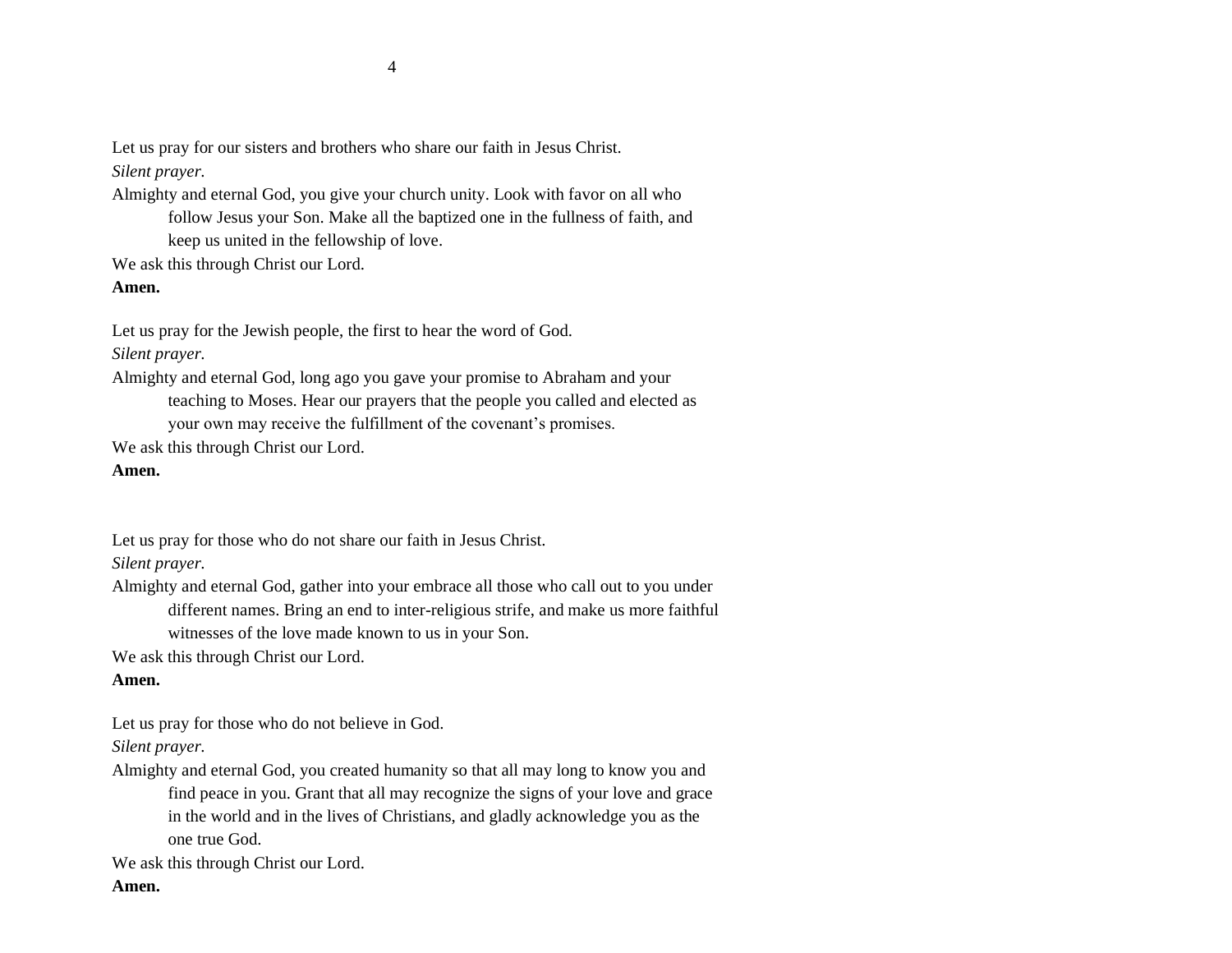Let us pray for our sisters and brothers who share our faith in Jesus Christ.
*Silent prayer.*
Almighty and eternal God, you give your church unity. Look with favor on all who follow Jesus your Son. Make all the baptized one in the fullness of faith, and keep us united in the fellowship of love.
We ask this through Christ our Lord.
**Amen.**

Let us pray for the Jewish people, the first to hear the word of God.
*Silent prayer.*
Almighty and eternal God, long ago you gave your promise to Abraham and your teaching to Moses. Hear our prayers that the people you called and elected as your own may receive the fulfillment of the covenant's promises.
We ask this through Christ our Lord.
**Amen.**

Let us pray for those who do not share our faith in Jesus Christ.
*Silent prayer.*
Almighty and eternal God, gather into your embrace all those who call out to you under different names. Bring an end to inter-religious strife, and make us more faithful witnesses of the love made known to us in your Son.
We ask this through Christ our Lord.
**Amen.**

Let us pray for those who do not believe in God.
*Silent prayer.*
Almighty and eternal God, you created humanity so that all may long to know you and find peace in you. Grant that all may recognize the signs of your love and grace in the world and in the lives of Christians, and gladly acknowledge you as the one true God.
We ask this through Christ our Lord.
**Amen.**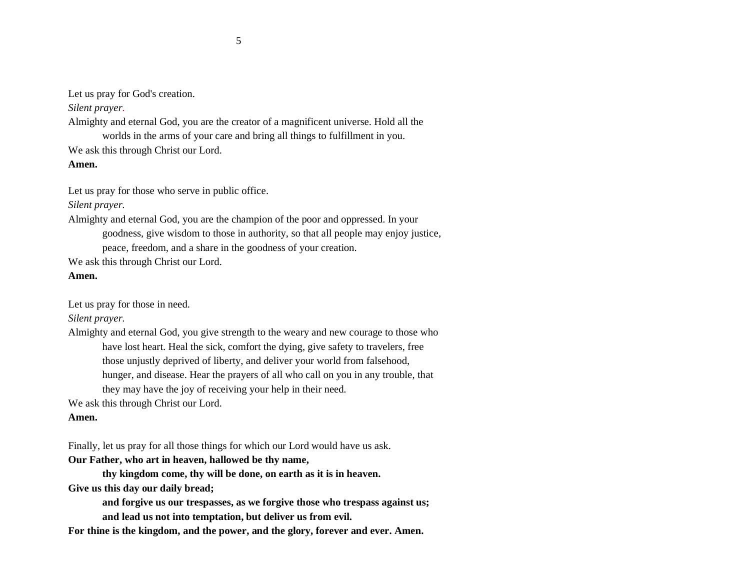Let us pray for God's creation.

*Silent prayer.*

Almighty and eternal God, you are the creator of a magnificent universe. Hold all the worlds in the arms of your care and bring all things to fulfillment in you.

We ask this through Christ our Lord.

**Amen.**

Let us pray for those who serve in public office.

*Silent prayer.*

Almighty and eternal God, you are the champion of the poor and oppressed. In your goodness, give wisdom to those in authority, so that all people may enjoy justice, peace, freedom, and a share in the goodness of your creation.

We ask this through Christ our Lord.

**Amen.**

Let us pray for those in need.

*Silent prayer.*

Almighty and eternal God, you give strength to the weary and new courage to those who have lost heart. Heal the sick, comfort the dying, give safety to travelers, free those unjustly deprived of liberty, and deliver your world from falsehood, hunger, and disease. Hear the prayers of all who call on you in any trouble, that they may have the joy of receiving your help in their need.

We ask this through Christ our Lord.

**Amen.**

Finally, let us pray for all those things for which our Lord would have us ask.

**Our Father, who art in heaven, hallowed be thy name,**
**thy kingdom come, thy will be done, on earth as it is in heaven.**
**Give us this day our daily bread;**
**and forgive us our trespasses, as we forgive those who trespass against us;**
**and lead us not into temptation, but deliver us from evil.**
**For thine is the kingdom, and the power, and the glory, forever and ever. Amen.**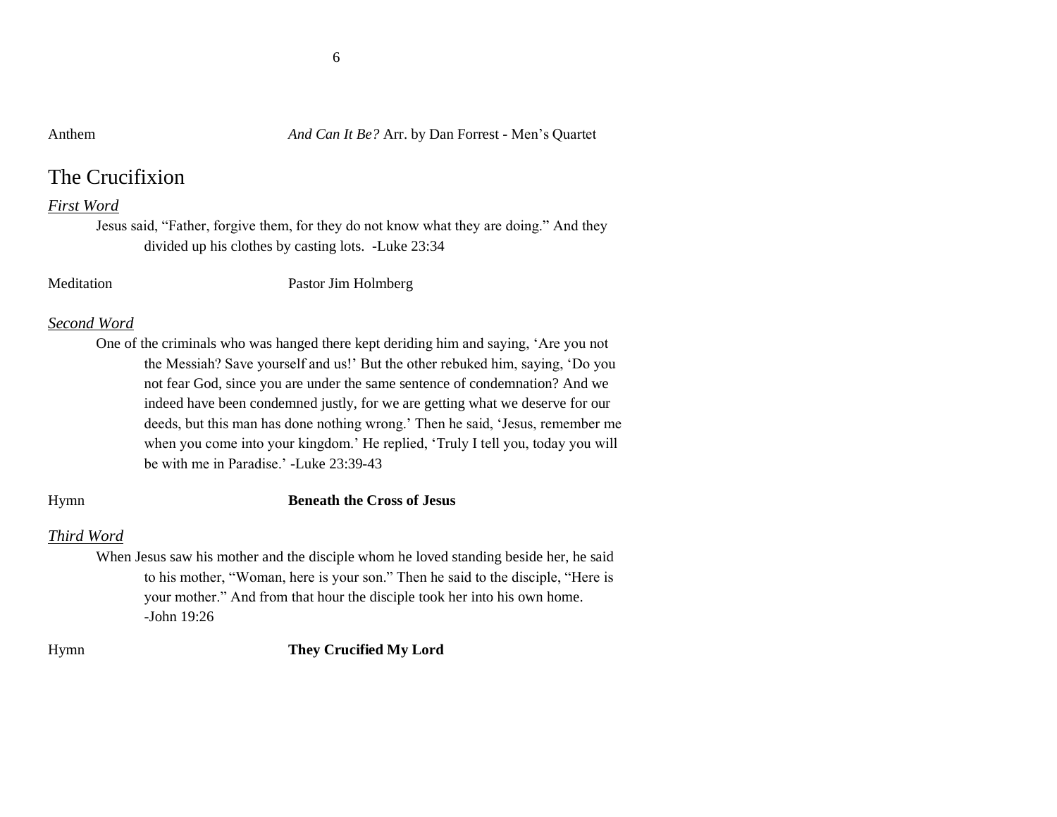Anthem *And Can It Be?* Arr. by Dan Forrest - Men's Quartet

## The Crucifixion

***First Word***

Jesus said, "Father, forgive them, for they do not know what they are doing." And they divided up his clothes by casting lots. -Luke 23:34

Meditation Pastor Jim Holmberg

***Second Word***

One of the criminals who was hanged there kept deriding him and saying, 'Are you not the Messiah? Save yourself and us!' But the other rebuked him, saying, 'Do you not fear God, since you are under the same sentence of condemnation? And we indeed have been condemned justly, for we are getting what we deserve for our deeds, but this man has done nothing wrong.' Then he said, 'Jesus, remember me when you come into your kingdom.' He replied, 'Truly I tell you, today you will be with me in Paradise.' -Luke 23:39-43

Hymn **Beneath the Cross of Jesus**

***Third Word***

When Jesus saw his mother and the disciple whom he loved standing beside her, he said to his mother, "Woman, here is your son." Then he said to the disciple, "Here is your mother." And from that hour the disciple took her into his own home. -John 19:26

Hymn **They Crucified My Lord**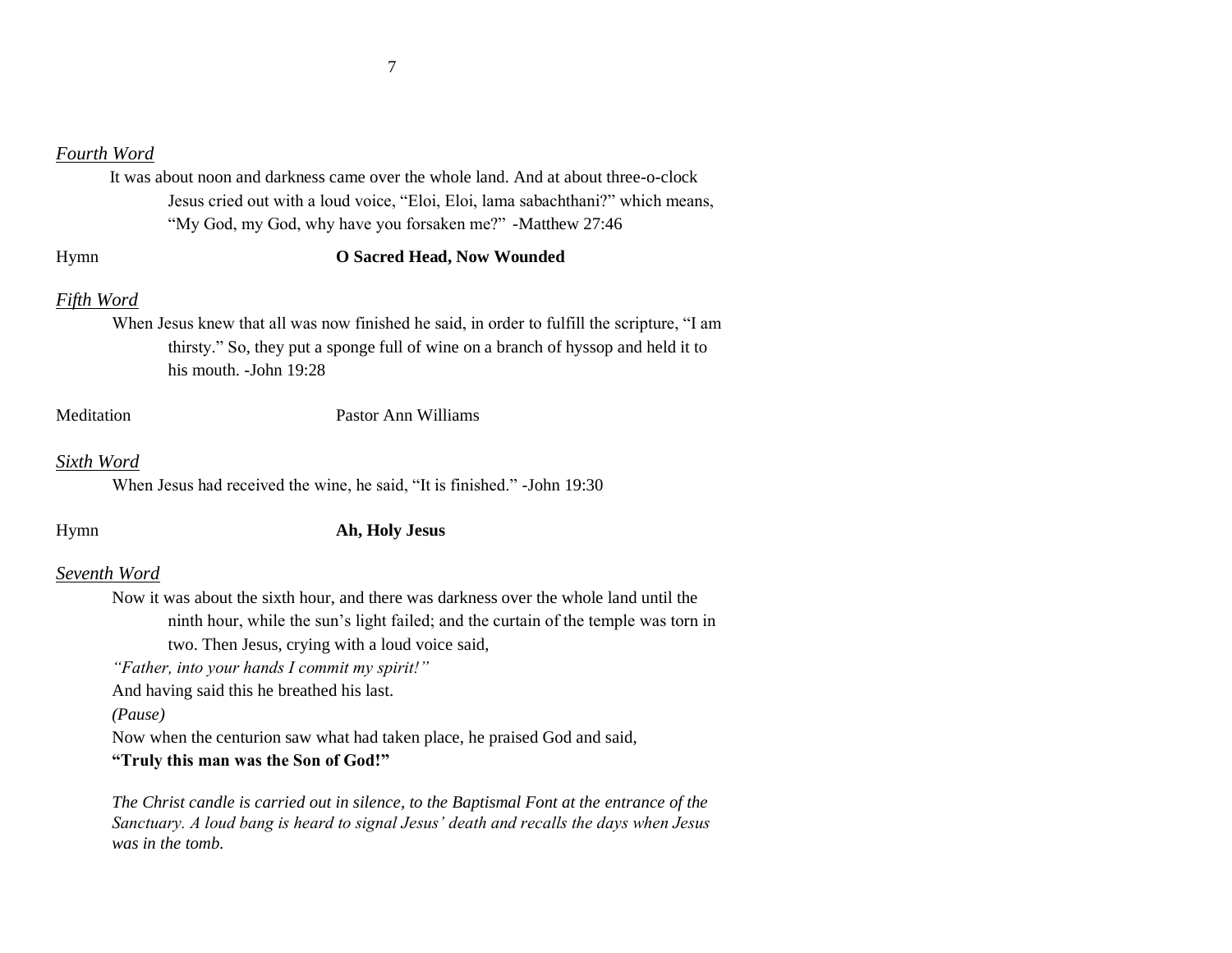*Fourth Word*

It was about noon and darkness came over the whole land. And at about three-o-clock Jesus cried out with a loud voice, "Eloi, Eloi, lama sabachthani?" which means, "My God, my God, why have you forsaken me?" -Matthew 27:46

Hymn **O Sacred Head, Now Wounded**

*Fifth Word*

When Jesus knew that all was now finished he said, in order to fulfill the scripture, "I am thirsty." So, they put a sponge full of wine on a branch of hyssop and held it to his mouth. -John 19:28

Meditation Pastor Ann Williams

*Sixth Word*

When Jesus had received the wine, he said, "It is finished." -John 19:30

Hymn **Ah, Holy Jesus**

*Seventh Word*

Now it was about the sixth hour, and there was darkness over the whole land until the ninth hour, while the sun's light failed; and the curtain of the temple was torn in two. Then Jesus, crying with a loud voice said,

*"Father, into your hands I commit my spirit!"*

And having said this he breathed his last.

*(Pause)*

Now when the centurion saw what had taken place, he praised God and said,

**"Truly this man was the Son of God!"**

*The Christ candle is carried out in silence, to the Baptismal Font at the entrance of the Sanctuary. A loud bang is heard to signal Jesus' death and recalls the days when Jesus was in the tomb.*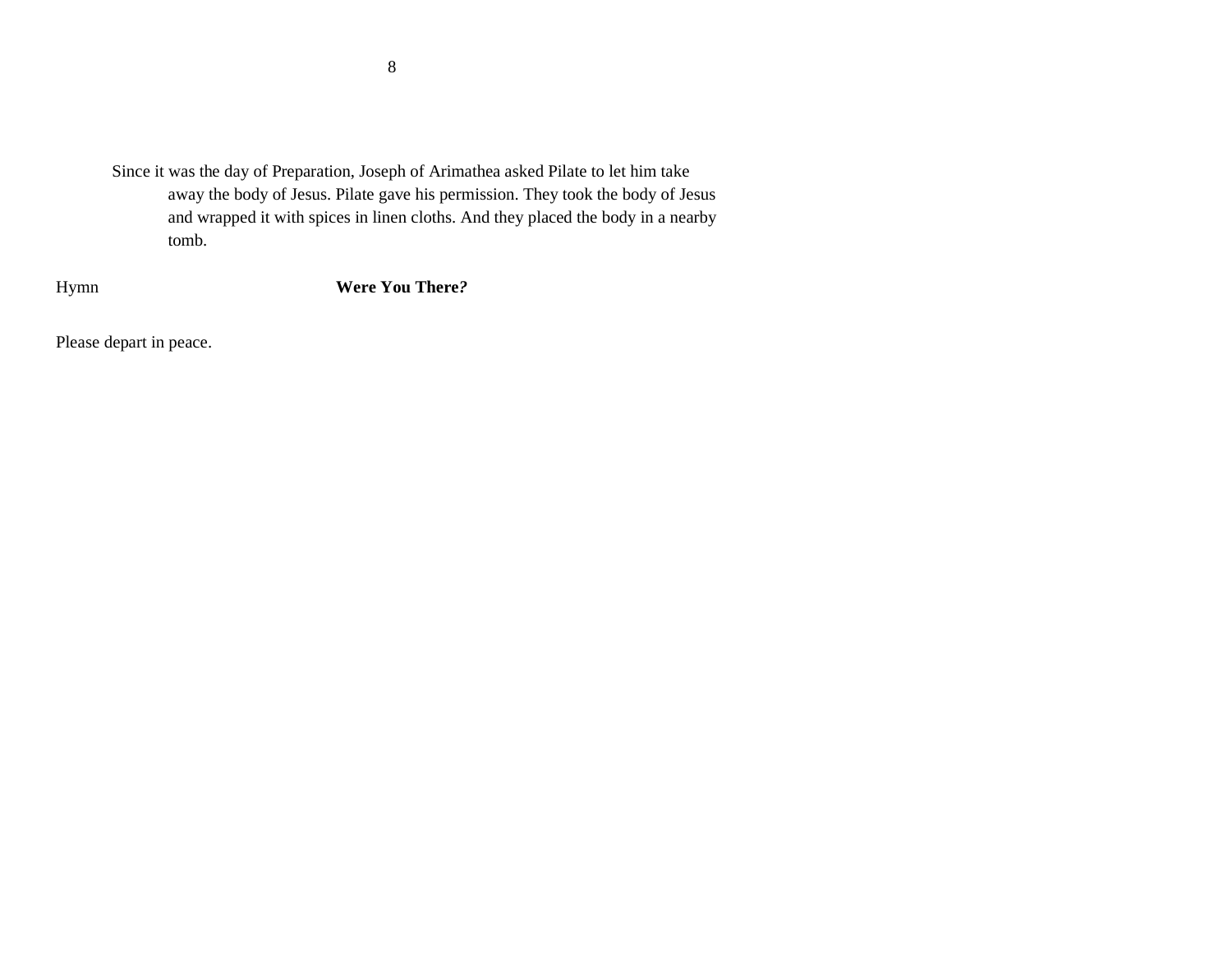Since it was the day of Preparation, Joseph of Arimathea asked Pilate to let him take away the body of Jesus. Pilate gave his permission. They took the body of Jesus and wrapped it with spices in linen cloths. And they placed the body in a nearby tomb.

Hymn **Were You There?**

Please depart in peace.